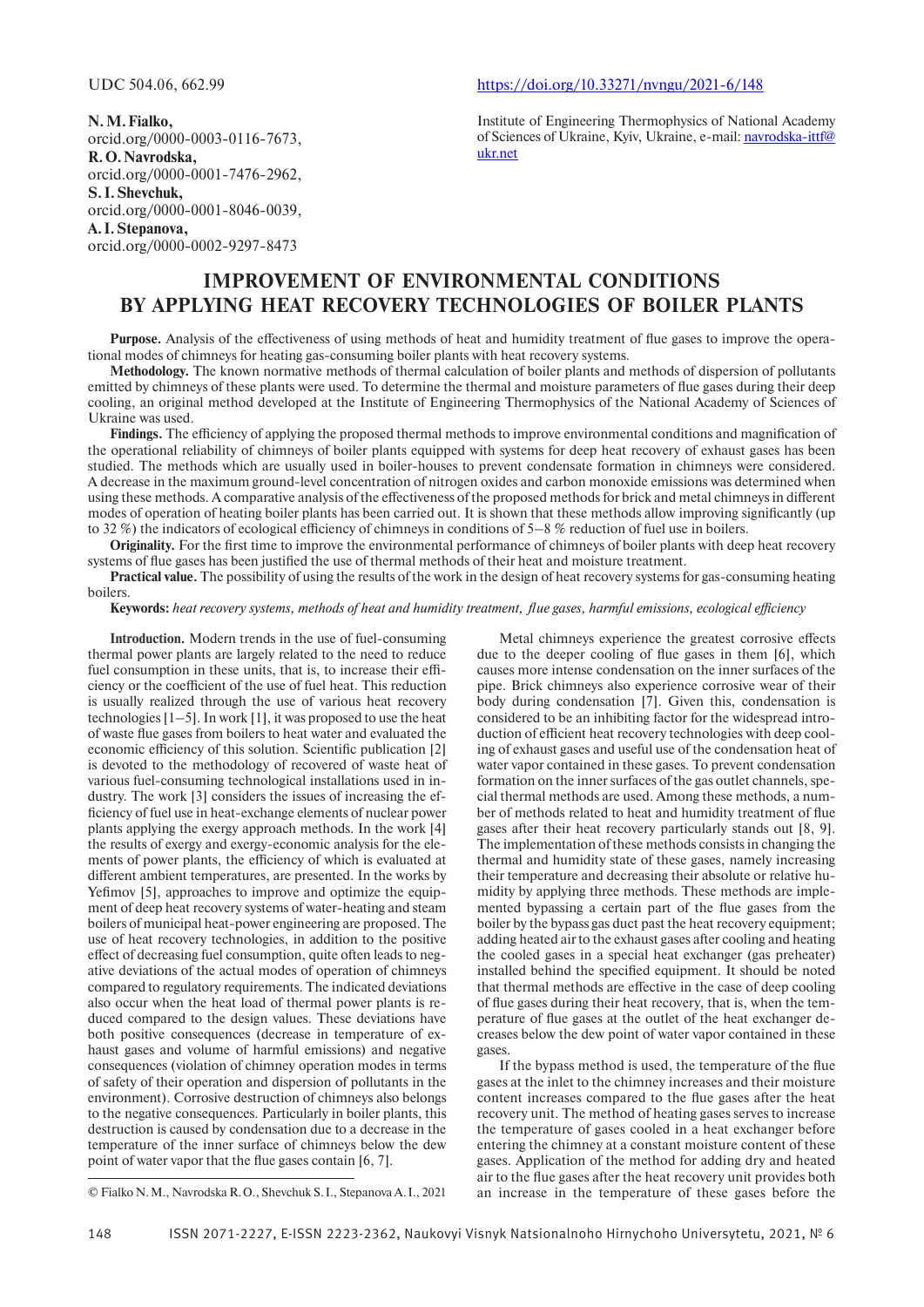UDC 504.06, 662.99

https://doi.org/10.33271/nvngu/2021-6/148

**N. M. Fialko,**
orcid.org/0000-0003-0116-7673,
**R. O. Navrodska,**
orcid.org/0000-0001-7476-2962,
**S. I. Shevchuk,**
orcid.org/0000-0001-8046-0039,
**A. I. Stepanova,**
orcid.org/0000-0002-9297-8473

Institute of Engineering Thermophysics of National Academy of Sciences of Ukraine, Kyiv, Ukraine, e-mail: navrodska-ittf@ukr.net

# IMPROVEMENT OF ENVIRONMENTAL CONDITIONS BY APPLYING HEAT RECOVERY TECHNOLOGIES OF BOILER PLANTS

**Purpose.** Analysis of the effectiveness of using methods of heat and humidity treatment of flue gases to improve the operational modes of chimneys for heating gas-consuming boiler plants with heat recovery systems.

**Methodology.** The known normative methods of thermal calculation of boiler plants and methods of dispersion of pollutants emitted by chimneys of these plants were used. To determine the thermal and moisture parameters of flue gases during their deep cooling, an original method developed at the Institute of Engineering Thermophysics of the National Academy of Sciences of Ukraine was used.

**Findings.** The efficiency of applying the proposed thermal methods to improve environmental conditions and magnification of the operational reliability of chimneys of boiler plants equipped with systems for deep heat recovery of exhaust gases has been studied. The methods which are usually used in boiler-houses to prevent condensate formation in chimneys were considered. A decrease in the maximum ground-level concentration of nitrogen oxides and carbon monoxide emissions was determined when using these methods. A comparative analysis of the effectiveness of the proposed methods for brick and metal chimneys in different modes of operation of heating boiler plants has been carried out. It is shown that these methods allow improving significantly (up to 32 %) the indicators of ecological efficiency of chimneys in conditions of 5–8 % reduction of fuel use in boilers.

**Originality.** For the first time to improve the environmental performance of chimneys of boiler plants with deep heat recovery systems of flue gases has been justified the use of thermal methods of their heat and moisture treatment.

**Practical value.** The possibility of using the results of the work in the design of heat recovery systems for gas-consuming heating boilers.

**Keywords:** *heat recovery systems, methods of heat and humidity treatment, flue gases, harmful emissions, ecological efficiency*

**Introduction.** Modern trends in the use of fuel-consuming thermal power plants are largely related to the need to reduce fuel consumption in these units, that is, to increase their efficiency or the coefficient of the use of fuel heat. This reduction is usually realized through the use of various heat recovery technologies [1–5]. In work [1], it was proposed to use the heat of waste flue gases from boilers to heat water and evaluated the economic efficiency of this solution. Scientific publication [2] is devoted to the methodology of recovered of waste heat of various fuel-consuming technological installations used in industry. The work [3] considers the issues of increasing the efficiency of fuel use in heat-exchange elements of nuclear power plants applying the exergy approach methods. In the work [4] the results of exergy and exergy-economic analysis for the elements of power plants, the efficiency of which is evaluated at different ambient temperatures, are presented. In the works by Yefimov [5], approaches to improve and optimize the equipment of deep heat recovery systems of water-heating and steam boilers of municipal heat-power engineering are proposed. The use of heat recovery technologies, in addition to the positive effect of decreasing fuel consumption, quite often leads to negative deviations of the actual modes of operation of chimneys compared to regulatory requirements. The indicated deviations also occur when the heat load of thermal power plants is reduced compared to the design values. These deviations have both positive consequences (decrease in temperature of exhaust gases and volume of harmful emissions) and negative consequences (violation of chimney operation modes in terms of safety of their operation and dispersion of pollutants in the environment). Corrosive destruction of chimneys also belongs to the negative consequences. Particularly in boiler plants, this destruction is caused by condensation due to a decrease in the temperature of the inner surface of chimneys below the dew point of water vapor that the flue gases contain [6, 7].

Metal chimneys experience the greatest corrosive effects due to the deeper cooling of flue gases in them [6], which causes more intense condensation on the inner surfaces of the pipe. Brick chimneys also experience corrosive wear of their body during condensation [7]. Given this, condensation is considered to be an inhibiting factor for the widespread introduction of efficient heat recovery technologies with deep cooling of exhaust gases and useful use of the condensation heat of water vapor contained in these gases. To prevent condensation formation on the inner surfaces of the gas outlet channels, special thermal methods are used. Among these methods, a number of methods related to heat and humidity treatment of flue gases after their heat recovery particularly stands out [8, 9]. The implementation of these methods consists in changing the thermal and humidity state of these gases, namely increasing their temperature and decreasing their absolute or relative humidity by applying three methods. These methods are implemented bypassing a certain part of the flue gases from the boiler by the bypass gas duct past the heat recovery equipment; adding heated air to the exhaust gases after cooling and heating the cooled gases in a special heat exchanger (gas preheater) installed behind the specified equipment. It should be noted that thermal methods are effective in the case of deep cooling of flue gases during their heat recovery, that is, when the temperature of flue gases at the outlet of the heat exchanger decreases below the dew point of water vapor contained in these gases.

If the bypass method is used, the temperature of the flue gases at the inlet to the chimney increases and their moisture content increases compared to the flue gases after the heat recovery unit. The method of heating gases serves to increase the temperature of gases cooled in a heat exchanger before entering the chimney at a constant moisture content of these gases. Application of the method for adding dry and heated air to the flue gases after the heat recovery unit provides both an increase in the temperature of these gases before the

© Fialko N. M., Navrodska R. O., Shevchuk S. I., Stepanova A. I., 2021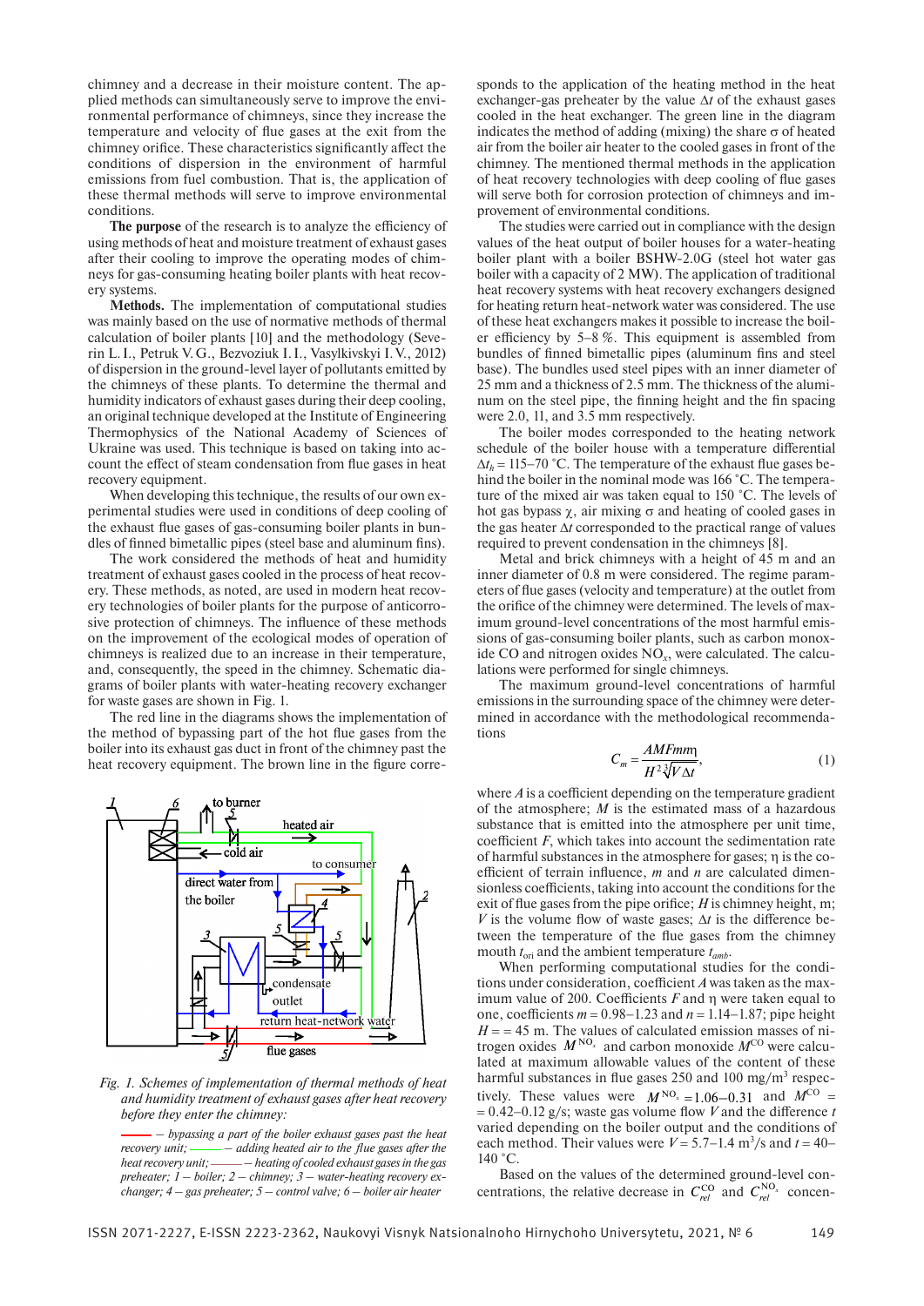chimney and a decrease in their moisture content. The applied methods can simultaneously serve to improve the environmental performance of chimneys, since they increase the temperature and velocity of flue gases at the exit from the chimney orifice. These characteristics significantly affect the conditions of dispersion in the environment of harmful emissions from fuel combustion. That is, the application of these thermal methods will serve to improve environmental conditions.

**The purpose** of the research is to analyze the efficiency of using methods of heat and moisture treatment of exhaust gases after their cooling to improve the operating modes of chimneys for gas-consuming heating boiler plants with heat recovery systems.

**Methods.** The implementation of computational studies was mainly based on the use of normative methods of thermal calculation of boiler plants [10] and the methodology (Severin L. I., Petruk V. G., Bezvoziuk I. I., Vasylkivskyi I. V., 2012) of dispersion in the ground-level layer of pollutants emitted by the chimneys of these plants. To determine the thermal and humidity indicators of exhaust gases during their deep cooling, an original technique developed at the Institute of Engineering Thermophysics of the National Academy of Sciences of Ukraine was used. This technique is based on taking into account the effect of steam condensation from flue gases in heat recovery equipment.

When developing this technique, the results of our own experimental studies were used in conditions of deep cooling of the exhaust flue gases of gas-consuming boiler plants in bundles of finned bimetallic pipes (steel base and aluminum fins).

The work considered the methods of heat and humidity treatment of exhaust gases cooled in the process of heat recovery. These methods, as noted, are used in modern heat recovery technologies of boiler plants for the purpose of anticorrosive protection of chimneys. The influence of these methods on the improvement of the ecological modes of operation of chimneys is realized due to an increase in their temperature, and, consequently, the speed in the chimney. Schematic diagrams of boiler plants with water-heating recovery exchanger for waste gases are shown in Fig. 1.

The red line in the diagrams shows the implementation of the method of bypassing part of the hot flue gases from the boiler into its exhaust gas duct in front of the chimney past the heat recovery equipment. The brown line in the figure corresponds to the application of the heating method in the heat exchanger-gas preheater by the value $\Delta t$ of the exhaust gases cooled in the heat exchanger. The green line in the diagram indicates the method of adding (mixing) the share $\sigma$ of heated air from the boiler air heater to the cooled gases in front of the chimney. The mentioned thermal methods in the application of heat recovery technologies with deep cooling of flue gases will serve both for corrosion protection of chimneys and improvement of environmental conditions.

*Fig. 1. Schemes of implementation of thermal methods of heat and humidity treatment of exhaust gases after heat recovery before they enter the chimney:*

*——— – bypassing a part of the boiler exhaust gases past the heat recovery unit; ——— – adding heated air to the flue gases after the heat recovery unit; ——— – heating of cooled exhaust gases in the gas preheater; 1 – boiler; 2 – chimney; 3 – water-heating recovery exchanger; 4 – gas preheater; 5 – control valve; 6 – boiler air heater*

The studies were carried out in compliance with the design values of the heat output of boiler houses for a water-heating boiler plant with a boiler BSHW-2.0G (steel hot water gas boiler with a capacity of 2 MW). The application of traditional heat recovery systems with heat recovery exchangers designed for heating return heat-network water was considered. The use of these heat exchangers makes it possible to increase the boiler efficiency by 5–8 %. This equipment is assembled from bundles of finned bimetallic pipes (aluminum fins and steel base). The bundles used steel pipes with an inner diameter of 25 mm and a thickness of 2.5 mm. The thickness of the aluminum on the steel pipe, the finning height and the fin spacing were 2.0, 11, and 3.5 mm respectively.

The boiler modes corresponded to the heating network schedule of the boiler house with a temperature differential $\Delta t_h$ = 115–70 °C. The temperature of the exhaust flue gases behind the boiler in the nominal mode was 166 °C. The temperature of the mixed air was taken equal to 150 °C. The levels of hot gas bypass $\chi$, air mixing $\sigma$ and heating of cooled gases in the gas heater $\Delta t$ corresponded to the practical range of values required to prevent condensation in the chimneys [8].

Metal and brick chimneys with a height of 45 m and an inner diameter of 0.8 m were considered. The regime parameters of flue gases (velocity and temperature) at the outlet from the orifice of the chimney were determined. The levels of maximum ground-level concentrations of the most harmful emissions of gas-consuming boiler plants, such as carbon monoxide CO and nitrogen oxides $NO_x$, were calculated. The calculations were performed for single chimneys.

The maximum ground-level concentrations of harmful emissions in the surrounding space of the chimney were determined in accordance with the methodological recommendations

$$C_m = \frac{AMFmn\eta}{H^2\sqrt[3]{V\Delta t}}, \tag{1}$$

where $A$ is a coefficient depending on the temperature gradient of the atmosphere; $M$ is the estimated mass of a hazardous substance that is emitted into the atmosphere per unit time, coefficient $F$, which takes into account the sedimentation rate of harmful substances in the atmosphere for gases; $\eta$ is the coefficient of terrain influence, $m$ and $n$ are calculated dimensionless coefficients, taking into account the conditions for the exit of flue gases from the pipe orifice; $H$ is chimney height, m; $V$ is the volume flow of waste gases; $\Delta t$ is the difference between the temperature of the flue gases from the chimney mouth $t_{ori}$ and the ambient temperature $t_{amb}$.

When performing computational studies for the conditions under consideration, coefficient $A$ was taken as the maximum value of 200. Coefficients $F$ and $\eta$ were taken equal to one, coefficients $m$ = 0.98–1.23 and $n$ = 1.14–1.87; pipe height $H$ = = 45 m. The values of calculated emission masses of nitrogen oxides $M^{NO_x}$ and carbon monoxide $M^{CO}$ were calculated at maximum allowable values of the content of these harmful substances in flue gases 250 and 100 mg/m$^3$ respectively. These values were $M^{NO_x}$ = 1.06–0.31 and $M^{CO}$ = = 0.42–0.12 g/s; waste gas volume flow $V$ and the difference $t$ varied depending on the boiler output and the conditions of each method. Their values were $V$ = 5.7–1.4 m$^3$/s and $t$ = 40–140 °C.

Based on the values of the determined ground-level concentrations, the relative decrease in $C_{rel}^{CO}$ and $C_{rel}^{NO_x}$ concen-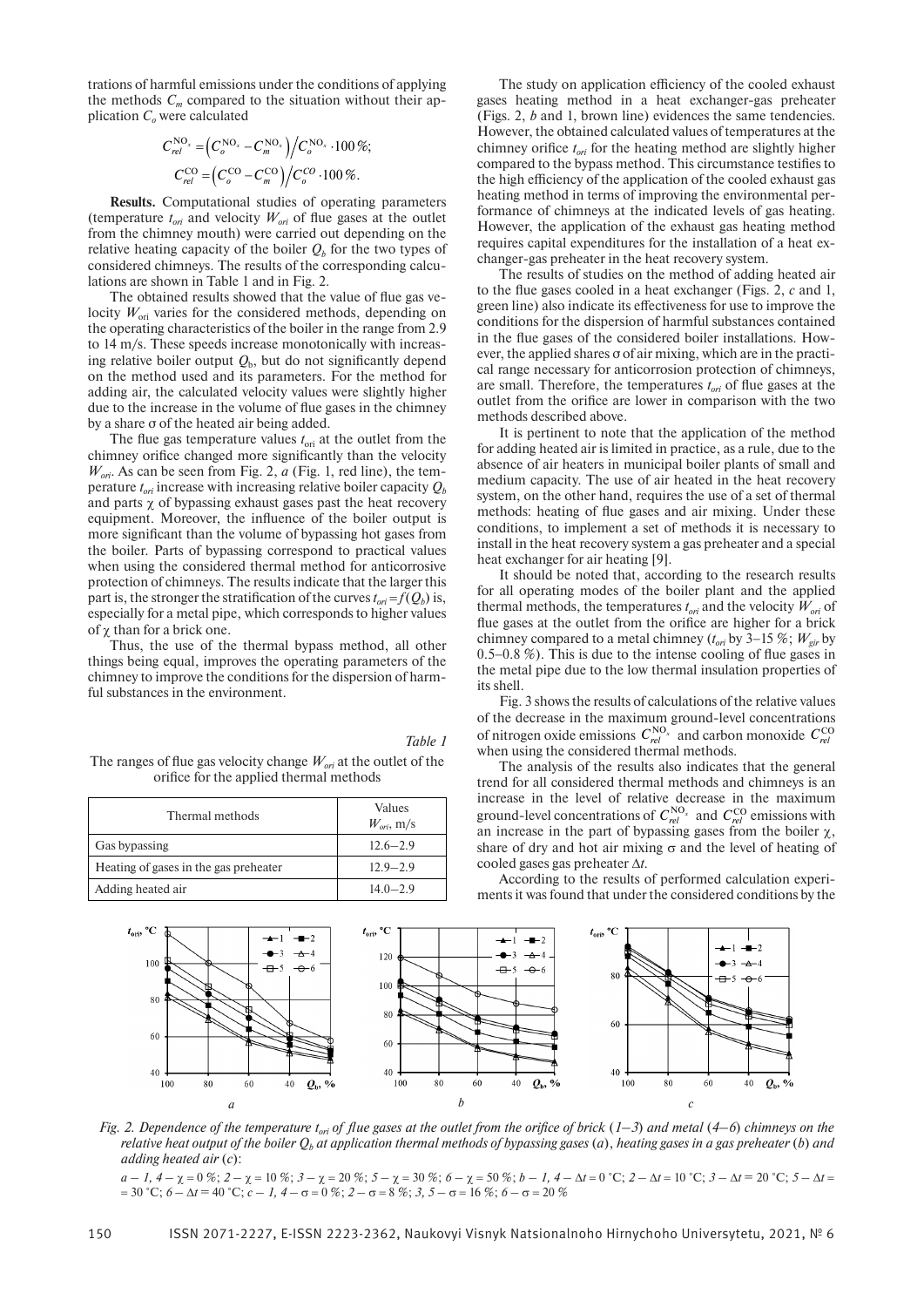trations of harmful emissions under the conditions of applying the methods $C_m$ compared to the situation without their application $C_o$ were calculated

$$C_{rel}^{NO_x} = \left(C_o^{NO_x} - C_m^{NO_x}\right) \Big/ C_o^{NO_x} \cdot 100\,\%;$$

$$C_{rel}^{CO} = \left(C_o^{CO} - C_m^{CO}\right) \Big/ C_o^{CO} \cdot 100\,\%.$$

**Results.** Computational studies of operating parameters (temperature $t_{ori}$ and velocity $W_{ori}$ of flue gases at the outlet from the chimney mouth) were carried out depending on the relative heating capacity of the boiler $Q_b$ for the two types of considered chimneys. The results of the corresponding calculations are shown in Table 1 and in Fig. 2.

The obtained results showed that the value of flue gas velocity $W_{ori}$ varies for the considered methods, depending on the operating characteristics of the boiler in the range from 2.9 to 14 m/s. These speeds increase monotonically with increasing relative boiler output $Q_b$, but do not significantly depend on the method used and its parameters. For the method for adding air, the calculated velocity values were slightly higher due to the increase in the volume of flue gases in the chimney by a share σ of the heated air being added.

The flue gas temperature values $t_{ori}$ at the outlet from the chimney orifice changed more significantly than the velocity $W_{ori}$. As can be seen from Fig. 2, *a* (Fig. 1, red line), the temperature $t_{ori}$ increase with increasing relative boiler capacity $Q_b$ and parts χ of bypassing exhaust gases past the heat recovery equipment. Moreover, the influence of the boiler output is more significant than the volume of bypassing hot gases from the boiler. Parts of bypassing correspond to practical values when using the considered thermal method for anticorrosive protection of chimneys. The results indicate that the larger this part is, the stronger the stratification of the curves $t_{ori} = f(Q_b)$ is, especially for a metal pipe, which corresponds to higher values of χ than for a brick one.

Thus, the use of the thermal bypass method, all other things being equal, improves the operating parameters of the chimney to improve the conditions for the dispersion of harmful substances in the environment.

*Table 1*

The ranges of flue gas velocity change $W_{ori}$ at the outlet of the orifice for the applied thermal methods

| Thermal methods | Values $W_{ori}$, m/s |
|---|---|
| Gas bypassing | 12.6–2.9 |
| Heating of gases in the gas preheater | 12.9–2.9 |
| Adding heated air | 14.0–2.9 |

The study on application efficiency of the cooled exhaust gases heating method in a heat exchanger-gas preheater (Figs. 2, *b* and 1, brown line) evidences the same tendencies. However, the obtained calculated values of temperatures at the chimney orifice $t_{ori}$ for the heating method are slightly higher compared to the bypass method. This circumstance testifies to the high efficiency of the application of the cooled exhaust gas heating method in terms of improving the environmental performance of chimneys at the indicated levels of gas heating. However, the application of the exhaust gas heating method requires capital expenditures for the installation of a heat exchanger-gas preheater in the heat recovery system.

The results of studies on the method of adding heated air to the flue gases cooled in a heat exchanger (Figs. 2, *c* and 1, green line) also indicate its effectiveness for use to improve the conditions for the dispersion of harmful substances contained in the flue gases of the considered boiler installations. However, the applied shares σ of air mixing, which are in the practical range necessary for anticorrosion protection of chimneys, are small. Therefore, the temperatures $t_{ori}$ of flue gases at the outlet from the orifice are lower in comparison with the two methods described above.

It is pertinent to note that the application of the method for adding heated air is limited in practice, as a rule, due to the absence of air heaters in municipal boiler plants of small and medium capacity. The use of air heated in the heat recovery system, on the other hand, requires the use of a set of thermal methods: heating of flue gases and air mixing. Under these conditions, to implement a set of methods it is necessary to install in the heat recovery system a gas preheater and a special heat exchanger for air heating [9].

It should be noted that, according to the research results for all operating modes of the boiler plant and the applied thermal methods, the temperatures $t_{ori}$ and the velocity $W_{ori}$ of flue gases at the outlet from the orifice are higher for a brick chimney compared to a metal chimney ($t_{ori}$ by 3–15 %; $W_{gir}$ by 0.5–0.8 %). This is due to the intense cooling of flue gases in the metal pipe due to the low thermal insulation properties of its shell.

Fig. 3 shows the results of calculations of the relative values of the decrease in the maximum ground-level concentrations of nitrogen oxide emissions $C_{rel}^{NO_x}$ and carbon monoxide $C_{rel}^{CO}$ when using the considered thermal methods.

The analysis of the results also indicates that the general trend for all considered thermal methods and chimneys is an increase in the level of relative decrease in the maximum ground-level concentrations of $C_{rel}^{NO_x}$ and $C_{rel}^{CO}$ emissions with an increase in the part of bypassing gases from the boiler χ, share of dry and hot air mixing σ and the level of heating of cooled gases gas preheater Δ*t*.

According to the results of performed calculation experiments it was found that under the considered conditions by the

*Fig. 2. Dependence of the temperature $t_{ori}$ of flue gases at the outlet from the orifice of brick (1–3) and metal (4–6) chimneys on the relative heat output of the boiler $Q_b$ at application thermal methods of bypassing gases (a), heating gases in a gas preheater (b) and adding heated air (c):*

*a – 1, 4 – χ = 0 %; 2 – χ = 10 %; 3 – χ = 20 %; 5 – χ = 30 %; 6 – χ = 50 %; b – 1, 4 – Δt = 0 °C; 2 – Δt = 10 °C; 3 – Δt = 20 °C; 5 – Δt = 30 °C; 6 – Δt = 40 °C; c – 1, 4 – σ = 0 %; 2 – σ = 8 %; 3, 5 – σ = 16 %; 6 – σ = 20 %*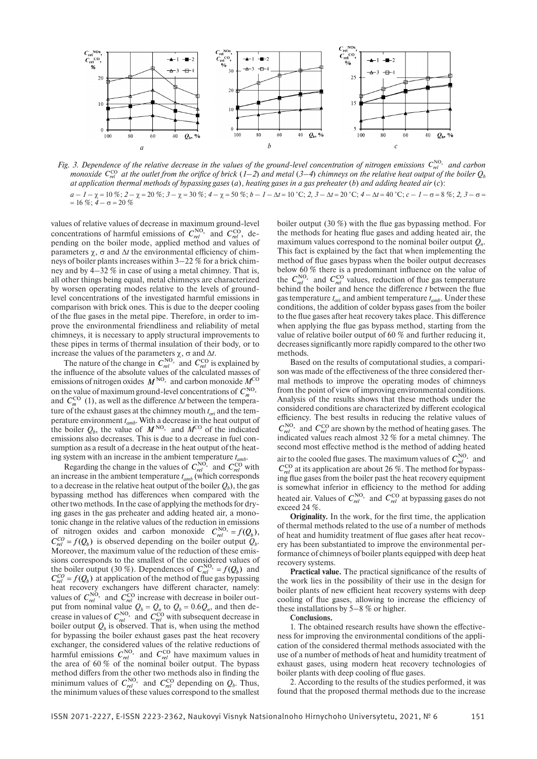Fig. 3. Dependence of the relative decrease in the values of the ground-level concentration of nitrogen emissions $C_{rel}^{NO_x}$ and carbon monoxide $C_{rel}^{CO}$ at the outlet from the orifice of brick (1–2) and metal (3–4) chimneys on the relative heat output of the boiler $Q_b$ at application thermal methods of bypassing gases (a), heating gases in a gas preheater (b) and adding heated air (c):

$a$ – 1 – $\chi$ = 10 %; 2 – $\chi$ = 20 %; 3 – $\chi$ = 30 %; 4 – $\chi$ = 50 %; $b$ – 1 – $\Delta t$ = 10 °C; 2, 3 – $\Delta t$ = 20 °C; 4 – $\Delta t$ = 40 °C; $c$ – 1 – $\sigma$ = 8 %; 2, 3 – $\sigma$ = 16 %; 4 – $\sigma$ = 20 %

values of relative values of decrease in maximum ground-level concentrations of harmful emissions of $C_{rel}^{NO_x}$ and $C_{rel}^{CO}$, depending on the boiler mode, applied method and values of parameters $\chi$, $\sigma$ and $\Delta t$ the environmental efficiency of chimneys of boiler plants increases within 3–22 % for a brick chimney and by 4–32 % in case of using a metal chimney. That is, all other things being equal, metal chimneys are characterized by worsen operating modes relative to the levels of ground-level concentrations of the investigated harmful emissions in comparison with brick ones. This is due to the deeper cooling of the flue gases in the metal pipe. Therefore, in order to improve the environmental friendliness and reliability of metal chimneys, it is necessary to apply structural improvements to these pipes in terms of thermal insulation of their body, or to increase the values of the parameters $\chi$, $\sigma$ and $\Delta t$.

The nature of the change in $C_{rel}^{NO_x}$ and $C_{rel}^{CO}$ is explained by the influence of the absolute values of the calculated masses of emissions of nitrogen oxides $M^{NO_x}$ and carbon monoxide $M^{CO}$ on the value of maximum ground-level concentrations of $C_m^{NO_x}$ and $C_m^{CO}$ (1), as well as the difference $\Delta t$ between the temperature of the exhaust gases at the chimney mouth $t_{ori}$ and the temperature environment $t_{amb}$. With a decrease in the heat output of the boiler $Q_b$, the value of $M^{NO_x}$ and $M^{CO}$ of the indicated emissions also decreases. This is due to a decrease in fuel consumption as a result of a decrease in the heat output of the heating system with an increase in the ambient temperature $t_{amb}$.

Regarding the change in the values of $C_{rel}^{NO_x}$ and $C_{rel}^{CO}$ with an increase in the ambient temperature $t_{amb}$ (which corresponds to a decrease in the relative heat output of the boiler $Q_b$), the gas bypassing method has differences when compared with the other two methods. In the case of applying the methods for drying gases in the gas preheater and adding heated air, a monotonic change in the relative values of the reduction in emissions of nitrogen oxides and carbon monoxide $C_{rel}^{NO_x} = f(Q_b)$, $C_{rel}^{CO} = f(Q_b)$ is observed depending on the boiler output $Q_b$. Moreover, the maximum value of the reduction of these emissions corresponds to the smallest of the considered values of the boiler output (30 %). Dependences of $C_{rel}^{NO_x} = f(Q_b)$ and $C_{rel}^{CO} = f(Q_b)$ at application of the method of flue gas bypassing heat recovery exchangers have different character, namely: values of $C_{rel}^{NO_x}$ and $C_{rel}^{CO}$ increase with decrease in boiler output from nominal value $Q_b = Q_n$ to $Q_b = 0.6Q_n$, and then decrease in values of $C_{rel}^{NO_x}$ and $C_{rel}^{CO}$ with subsequent decrease in boiler output $Q_b$ is observed. That is, when using the method for bypassing the boiler exhaust gases past the heat recovery exchanger, the considered values of the relative reductions of harmful emissions $C_{rel}^{NO_x}$ and $C_{rel}^{CO}$ have maximum values in the area of 60 % of the nominal boiler output. The bypass method differs from the other two methods also in finding the minimum values of $C_{rel}^{NO_x}$ and $C_{rel}^{CO}$ depending on $Q_b$. Thus, the minimum values of these values correspond to the smallest boiler output (30 %) with the flue gas bypassing method. For the methods for heating flue gases and adding heated air, the maximum values correspond to the nominal boiler output $Q_n$. This fact is explained by the fact that when implementing the method of flue gases bypass when the boiler output decreases below 60 % there is a predominant influence on the value of the $C_{rel}^{NO_x}$ and $C_{rel}^{CO}$ values, reduction of flue gas temperature behind the boiler and hence the difference $t$ between the flue gas temperature $t_{ori}$ and ambient temperature $t_{amb}$. Under these conditions, the addition of colder bypass gases from the boiler to the flue gases after heat recovery takes place. This difference when applying the flue gas bypass method, starting from the value of relative boiler output of 60 % and further reducing it, decreases significantly more rapidly compared to the other two methods.

Based on the results of computational studies, a comparison was made of the effectiveness of the three considered thermal methods to improve the operating modes of chimneys from the point of view of improving environmental conditions. Analysis of the results shows that these methods under the considered conditions are characterized by different ecological efficiency. The best results in reducing the relative values of $C_{rel}^{NO_x}$ and $C_{rel}^{CO}$ are shown by the method of heating gases. The indicated values reach almost 32 % for a metal chimney. The second most effective method is the method of adding heated air to the cooled flue gases. The maximum values of $C_{rel}^{NO_x}$ and $C_{rel}^{CO}$ at its application are about 26 %. The method for bypassing flue gases from the boiler past the heat recovery equipment is somewhat inferior in efficiency to the method for adding heated air. Values of $C_{rel}^{NO_x}$ and $C_{rel}^{CO}$ at bypassing gases do not exceed 24 %.

**Originality.** In the work, for the first time, the application of thermal methods related to the use of a number of methods of heat and humidity treatment of flue gases after heat recovery has been substantiated to improve the environmental performance of chimneys of boiler plants equipped with deep heat recovery systems.

**Practical value.** The practical significance of the results of the work lies in the possibility of their use in the design for boiler plants of new efficient heat recovery systems with deep cooling of flue gases, allowing to increase the efficiency of these installations by 5–8 % or higher.

**Conclusions.**

1. The obtained research results have shown the effectiveness for improving the environmental conditions of the application of the considered thermal methods associated with the use of a number of methods of heat and humidity treatment of exhaust gases, using modern heat recovery technologies of boiler plants with deep cooling of flue gases.

2. According to the results of the studies performed, it was found that the proposed thermal methods due to the increase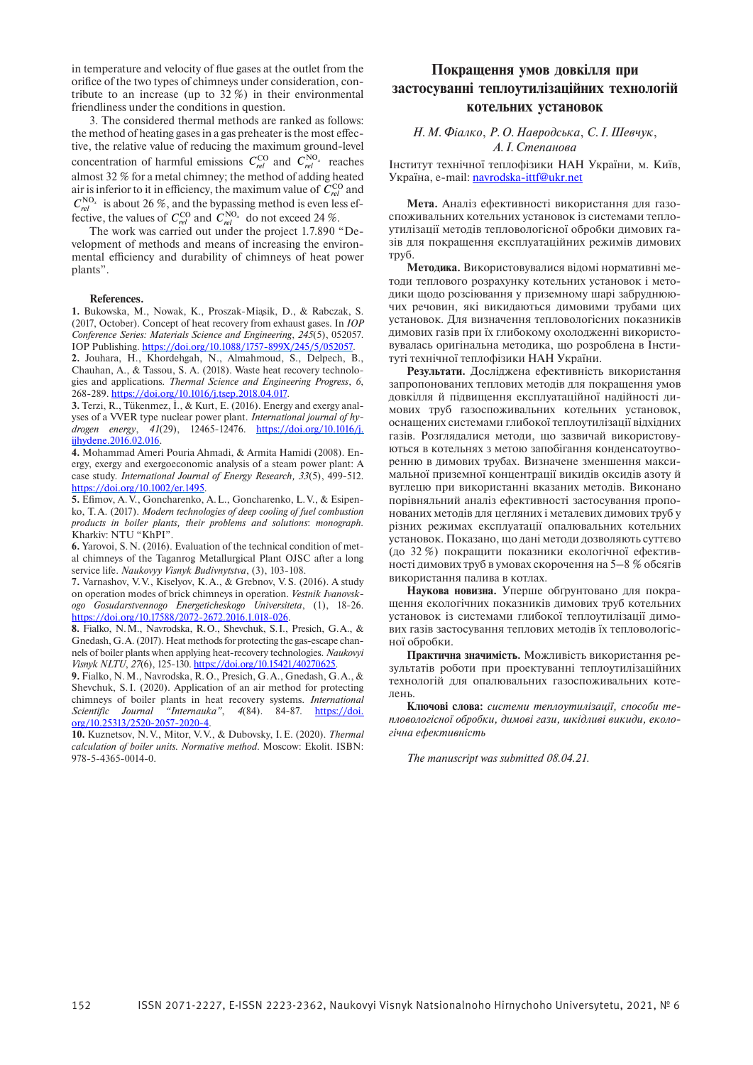in temperature and velocity of flue gases at the outlet from the orifice of the two types of chimneys under consideration, contribute to an increase (up to 32 %) in their environmental friendliness under the conditions in question.

3. The considered thermal methods are ranked as follows: the method of heating gases in a gas preheater is the most effective, the relative value of reducing the maximum ground-level concentration of harmful emissions $C_{rel}^{CO}$ and $C_{rel}^{NO_x}$ reaches almost 32 % for a metal chimney; the method of adding heated air is inferior to it in efficiency, the maximum value of $C_{rel}^{CO}$ and $C_{rel}^{NO_x}$ is about 26 %, and the bypassing method is even less effective, the values of $C_{rel}^{CO}$ and $C_{rel}^{NO_x}$ do not exceed 24 %.

The work was carried out under the project 1.7.890 "Development of methods and means of increasing the environmental efficiency and durability of chimneys of heat power plants".

**References.**

**1.** Bukowska, M., Nowak, K., Proszak-Miąsik, D., & Rabczak, S. (2017, October). Concept of heat recovery from exhaust gases. In *IOP Conference Series: Materials Science and Engineering*, *245*(5), 052057. IOP Publishing. https://doi.org/10.1088/1757-899X/245/5/052057.

**2.** Jouhara, H., Khordehgah, N., Almahmoud, S., Delpech, B., Chauhan, A., & Tassou, S. A. (2018). Waste heat recovery technologies and applications. *Thermal Science and Engineering Progress*, *6*, 268-289. https://doi.org/10.1016/j.tsep.2018.04.017.

**3.** Terzi, R., Tükenmez, İ., & Kurt, E. (2016). Energy and exergy analyses of a VVER type nuclear power plant. *International journal of hydrogen energy*, *41*(29), 12465-12476. https://doi.org/10.1016/j.ijhydene.2016.02.016.

**4.** Mohammad Ameri Pouria Ahmadi, & Armita Hamidi (2008). Energy, exergy and exergoeconomic analysis of a steam power plant: A case study. *International Journal of Energy Research*, *33*(5), 499-512. https://doi.org/10.1002/er.1495.

**5.** Efimov, A. V., Goncharenko, A. L., Goncharenko, L. V., & Esipenko, T. A. (2017). *Modern technologies of deep cooling of fuel combustion products in boiler plants, their problems and solutions*: *monograph*. Kharkiv: NTU "KhPI".

**6.** Yarovoi, S. N. (2016). Evaluation of the technical condition of metal chimneys of the Taganrog Metallurgical Plant OJSC after a long service life. *Naukovyy Visnyk Budivnytstva*, (3), 103-108.

**7.** Varnashov, V. V., Kiselyov, K. A., & Grebnov, V. S. (2016). A study on operation modes of brick chimneys in operation. *Vestnik Ivanovskogo Gosudarstvennogo Energeticheskogo Universiteta*, (1), 18-26. https://doi.org/10.17588/2072-2672.2016.1.018-026.

**8.** Fialko, N. M., Navrodska, R. O., Shevchuk, S. I., Presich, G. A., & Gnedash, G. A. (2017). Heat methods for protecting the gas-escape channels of boiler plants when applying heat-recovery technologies. *Naukovyi Visnyk NLTU*, *27*(6), 125-130. https://doi.org/10.15421/40270625.

**9.** Fialko, N. M., Navrodska, R. O., Presich, G. A., Gnedash, G. A., & Shevchuk, S. I. (2020). Application of an air method for protecting chimneys of boiler plants in heat recovery systems. *International Scientific Journal "Internauka"*, *4*(84). 84-87. https://doi.org/10.25313/2520-2057-2020-4.

**10.** Kuznetsov, N. V., Mitor, V. V., & Dubovsky, I. E. (2020). *Thermal calculation of boiler units. Normative method*. Moscow: Ekolit. ISBN: 978-5-4365-0014-0.

## Покращення умов довкілля при застосуванні теплоутилізаційних технологій котельних установок

*Н. М. Фіалко, Р. О. Навродська, С. І. Шевчук, А. І. Степанова*

Інститут технічної теплофізики НАН України, м. Київ, Україна, e-mail: navrodska-ittf@ukr.net

**Мета.** Аналіз ефективності використання для газоспоживальних котельних установок із системами теплоутилізації методів тепловологісної обробки димових газів для покращення експлуатаційних режимів димових труб.

**Методика.** Використовувалися відомі нормативні методи теплового розрахунку котельних установок і методики щодо розсіювання у приземному шарі забруднюючих речовин, які викидаються димовими трубами цих установок. Для визначення тепловологісних показників димових газів при їх глибокому охолодженні використовувалась оригінальна методика, що розроблена в Інституті технічної теплофізики НАН України.

**Результати.** Досліджена ефективність використання запропонованих теплових методів для покращення умов довкілля й підвищення експлуатаційної надійності димових труб газоспоживальних котельних установок, оснащених системами глибокої теплоутилізації відхідних газів. Розглядалися методи, що зазвичай використовуються в котельнях з метою запобігання конденсатоутворенню в димових трубах. Визначене зменшення максимальної приземної концентрації викидів оксидів азоту й вуглецю при використанні вказаних методів. Виконано порівняльний аналіз ефективності застосування пропонованих методів для цегляних і металевих димових труб у різних режимах експлуатації опалювальних котельних установок. Показано, що дані методи дозволяють суттєво (до 32 %) покращити показники екологічної ефективності димових труб в умовах скорочення на 5–8 % обсягів використання палива в котлах.

**Наукова новизна.** Уперше обгрунтовано для покращення екологічних показників димових труб котельних установок із системами глибокої теплоутилізації димових газів застосування теплових методів їх тепловологісної обробки.

**Практична значимість.** Можливість використання результатів роботи при проектуванні теплоутилізаційних технологій для опалювальних газоспоживальних котелень.

**Ключові слова:** *системи теплоутилізації, способи тепловологісної обробки, димові гази, шкідливі викиди, екологічна ефективність*

*The manuscript was submitted 08.04.21.*